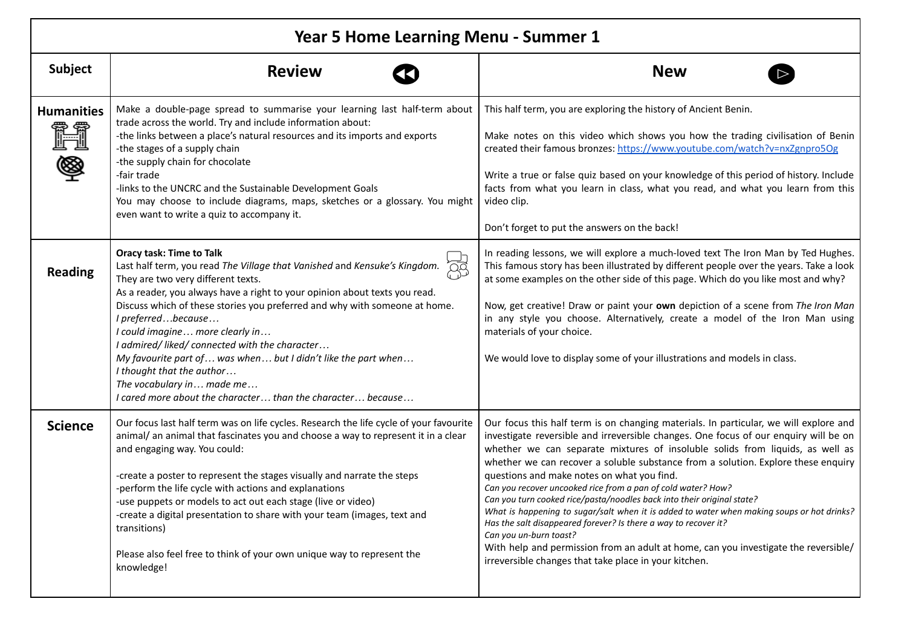# Year 5 Home Learning Menu - Summer 1

| Subject | Review | New |
|---|---|---|
| **Humanities** | Make a double-page spread to summarise your learning last half-term about trade across the world. Try and include information about:<br>-the links between a place's natural resources and its imports and exports<br>-the stages of a supply chain<br>-the supply chain for chocolate<br>-fair trade<br>-links to the UNCRC and the Sustainable Development Goals<br>You may choose to include diagrams, maps, sketches or a glossary. You might even want to write a quiz to accompany it. | This half term, you are exploring the history of Ancient Benin.<br><br>Make notes on this video which shows you how the trading civilisation of Benin created their famous bronzes: https://www.youtube.com/watch?v=nxZgnpro5Og<br><br>Write a true or false quiz based on your knowledge of this period of history. Include facts from what you learn in class, what you read, and what you learn from this video clip.<br><br>Don't forget to put the answers on the back! |
| **Reading** | **Oracy task: Time to Talk**<br>Last half term, you read *The Village that Vanished* and *Kensuke's Kingdom.* They are two very different texts.<br>As a reader, you always have a right to your opinion about texts you read.<br>Discuss which of these stories you preferred and why with someone at home.<br>*I preferred…because…*<br>*I could imagine… more clearly in…*<br>*I admired/ liked/ connected with the character…*<br>*My favourite part of… was when… but I didn't like the part when…*<br>*I thought that the author…*<br>*The vocabulary in… made me…*<br>*I cared more about the character… than the character… because…* | In reading lessons, we will explore a much-loved text The Iron Man by Ted Hughes. This famous story has been illustrated by different people over the years. Take a look at some examples on the other side of this page. Which do you like most and why?<br><br>Now, get creative! Draw or paint your **own** depiction of a scene from *The Iron Man* in any style you choose. Alternatively, create a model of the Iron Man using materials of your choice.<br><br>We would love to display some of your illustrations and models in class. |
| **Science** | Our focus last half term was on life cycles. Research the life cycle of your favourite animal/ an animal that fascinates you and choose a way to represent it in a clear and engaging way. You could:<br><br>-create a poster to represent the stages visually and narrate the steps<br>-perform the life cycle with actions and explanations<br>-use puppets or models to act out each stage (live or video)<br>-create a digital presentation to share with your team (images, text and transitions)<br><br>Please also feel free to think of your own unique way to represent the knowledge! | Our focus this half term is on changing materials. In particular, we will explore and investigate reversible and irreversible changes. One focus of our enquiry will be on whether we can separate mixtures of insoluble solids from liquids, as well as whether we can recover a soluble substance from a solution. Explore these enquiry questions and make notes on what you find.<br>*Can you recover uncooked rice from a pan of cold water? How?*<br>*Can you turn cooked rice/pasta/noodles back into their original state?*<br>*What is happening to sugar/salt when it is added to water when making soups or hot drinks? Has the salt disappeared forever? Is there a way to recover it?*<br>*Can you un-burn toast?*<br>With help and permission from an adult at home, can you investigate the reversible/ irreversible changes that take place in your kitchen. |